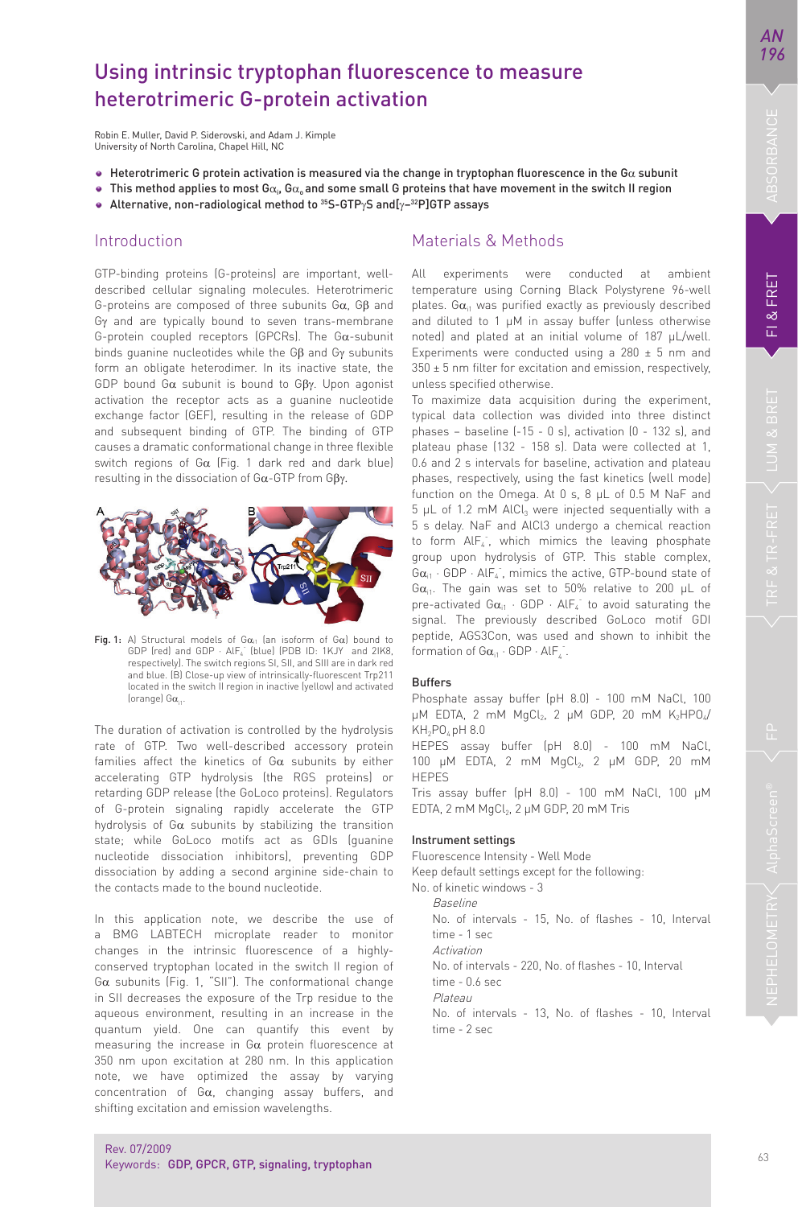# Using intrinsic tryptophan fluorescence to measure heterotrimeric G-protein activation

Robin E. Muller, David P. Siderovski, and Adam J. Kimple
University of North Carolina, Chapel Hill, NC

- Heterotrimeric G protein activation is measured via the change in tryptophan fluorescence in the Gα subunit
- This method applies to most $G\alpha_i$, $G\alpha_o$ and some small G proteins that have movement in the switch II region
- Alternative, non-radiological method to $^{35}$S-GTPγS and[γ-$^{32}$P]GTP assays

## Introduction

GTP-binding proteins (G-proteins) are important, well-described cellular signaling molecules. Heterotrimeric G-proteins are composed of three subunits Gα, Gβ and Gγ and are typically bound to seven trans-membrane G-protein coupled receptors (GPCRs). The Gα-subunit binds guanine nucleotides while the Gβ and Gγ subunits form an obligate heterodimer. In its inactive state, the GDP bound Gα subunit is bound to Gβγ. Upon agonist activation the receptor acts as a guanine nucleotide exchange factor (GEF), resulting in the release of GDP and subsequent binding of GTP. The binding of GTP causes a dramatic conformational change in three flexible switch regions of Gα (Fig. 1 dark red and dark blue) resulting in the dissociation of Gα-GTP from Gβγ.

**Fig. 1:** A) Structural models of $G\alpha_{i1}$ (an isoform of Gα) bound to GDP (red) and GDP · $AlF_4^-$ (blue) (PDB ID: 1KJY and 2IK8, respectively). The switch regions SI, SII, and SIII are in dark red and blue. (B) Close-up view of intrinsically-fluorescent Trp211 located in the switch II region in inactive (yellow) and activated (orange) $G\alpha_{i1}$.

The duration of activation is controlled by the hydrolysis rate of GTP. Two well-described accessory protein families affect the kinetics of Gα subunits by either accelerating GTP hydrolysis (the RGS proteins) or retarding GDP release (the GoLoco proteins). Regulators of G-protein signaling rapidly accelerate the GTP hydrolysis of Gα subunits by stabilizing the transition state; while GoLoco motifs act as GDIs (guanine nucleotide dissociation inhibitors), preventing GDP dissociation by adding a second arginine side-chain to the contacts made to the bound nucleotide.

In this application note, we describe the use of a BMG LABTECH microplate reader to monitor changes in the intrinsic fluorescence of a highly-conserved tryptophan located in the switch II region of Gα subunits (Fig. 1, "SII"). The conformational change in SII decreases the exposure of the Trp residue to the aqueous environment, resulting in an increase in the quantum yield. One can quantify this event by measuring the increase in Gα protein fluorescence at 350 nm upon excitation at 280 nm. In this application note, we have optimized the assay by varying concentration of Gα, changing assay buffers, and shifting excitation and emission wavelengths.

## Materials & Methods

All experiments were conducted at ambient temperature using Corning Black Polystyrene 96-well plates. $G\alpha_{i1}$ was purified exactly as previously described and diluted to 1 µM in assay buffer (unless otherwise noted) and plated at an initial volume of 187 µL/well. Experiments were conducted using a 280 ± 5 nm and 350 ± 5 nm filter for excitation and emission, respectively, unless specified otherwise.

To maximize data acquisition during the experiment, typical data collection was divided into three distinct phases – baseline (-15 - 0 s), activation (0 - 132 s), and plateau phase (132 - 158 s). Data were collected at 1, 0.6 and 2 s intervals for baseline, activation and plateau phases, respectively, using the fast kinetics (well mode) function on the Omega. At 0 s, 8 µL of 0.5 M NaF and 5 µL of 1.2 mM $AlCl_3$ were injected sequentially with a 5 s delay. NaF and AlCl3 undergo a chemical reaction to form $AlF_4^-$, which mimics the leaving phosphate group upon hydrolysis of GTP. This stable complex, $G\alpha_{i1}$ · GDP · $AlF_4^-$, mimics the active, GTP-bound state of $G\alpha_{i1}$. The gain was set to 50% relative to 200 µL of pre-activated $G\alpha_{i1}$ · GDP · $AlF_4^-$ to avoid saturating the signal. The previously described GoLoco motif GDI peptide, AGS3Con, was used and shown to inhibit the formation of $G\alpha_{i1}$ · GDP · $AlF_4^-$.

### Buffers

Phosphate assay buffer (pH 8.0) - 100 mM NaCl, 100 µM EDTA, 2 mM $MgCl_2$, 2 µM GDP, 20 mM $K_2HPO_4$/ $KH_2PO_4$ pH 8.0

HEPES assay buffer (pH 8.0) - 100 mM NaCl, 100 µM EDTA, 2 mM $MgCl_2$, 2 µM GDP, 20 mM HEPES

Tris assay buffer (pH 8.0) - 100 mM NaCl, 100 µM EDTA, 2 mM $MgCl_2$, 2 µM GDP, 20 mM Tris

### Instrument settings

Fluorescence Intensity - Well Mode

Keep default settings except for the following:

No. of kinetic windows - 3

*Baseline*
No. of intervals - 15, No. of flashes - 10, Interval time - 1 sec

*Activation*
No. of intervals - 220, No. of flashes - 10, Interval time - 0.6 sec

*Plateau*
No. of intervals - 13, No. of flashes - 10, Interval time - 2 sec

Rev. 07/2009
Keywords: GDP, GPCR, GTP, signaling, tryptophan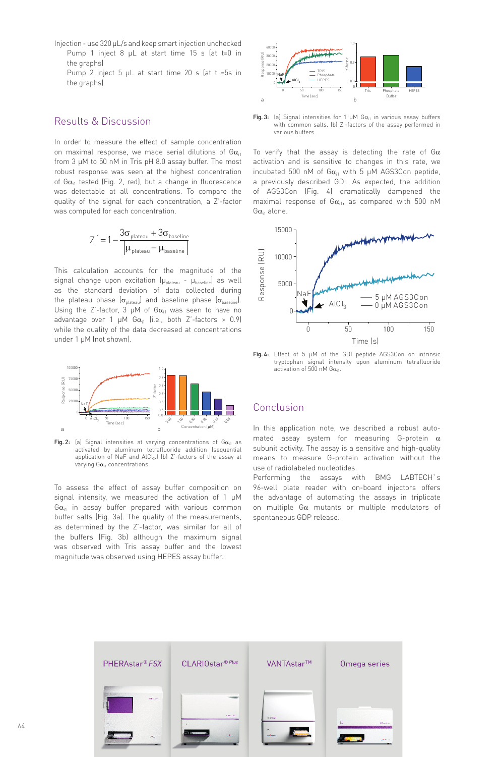Injection - use 320 µL/s and keep smart injection unchecked

Pump 1 inject 8 µL at start time 15 s (at t=0 in the graphs)

Pump 2 inject 5 µL at start time 20 s (at t =5s in the graphs)

## Results & Discussion

In order to measure the effect of sample concentration on maximal response, we made serial dilutions of $G\alpha_{i1}$ from 3 µM to 50 nM in Tris pH 8.0 assay buffer. The most robust response was seen at the highest concentration of $G\alpha_{i1}$ tested (Fig. 2, red), but a change in fluorescence was detectable at all concentrations. To compare the quality of the signal for each concentration, a Z'-factor was computed for each concentration.

$$Z' = 1 - \frac{3\sigma_{plateau} + 3\sigma_{baseline}}{|\mu_{plateau} - \mu_{baseline}|}$$

This calculation accounts for the magnitude of the signal change upon excitation ($\mu_{plateau}$ - $\mu_{baseline}$) as well as the standard deviation of data collected during the plateau phase ($\sigma_{plateau}$) and baseline phase ($\sigma_{baseline}$). Using the Z'-factor, 3 µM of $G\alpha_{i1}$ was seen to have no advantage over 1 µM $G\alpha_{i1}$ (i.e., both Z'-factors > 0.9) while the quality of the data decreased at concentrations under 1 µM (not shown).

Response (RU)
100000
75000
50000
25000
0
NaF
AlCl$_3$
0 50 100 150
Time (sec)
a

Z'-factor
1.0 0.9 0.8 0.7 0.6 0.5 0.0
3.00 1.00 0.30 0.50 0.10 0.05
Concentration (µM)
b

Fig. 2: (a) Signal intensities at varying concentrations of $G\alpha_{i1}$ as activated by aluminum tetrafluoride addition (sequential application of NaF and $AlCl_3$.) (b) Z'-factors of the assay at varying $G\alpha_{i1}$ concentrations.

To assess the effect of assay buffer composition on signal intensity, we measured the activation of 1 µM $G\alpha_{i1}$ in assay buffer prepared with various common buffer salts (Fig. 3a). The quality of the measurements, as determined by the Z'-factor, was similar for all of the buffers (Fig. 3b) although the maximum signal was observed with Tris assay buffer and the lowest magnitude was observed using HEPES assay buffer.

Response (RU)
40000
30000
20000
10000
0
NaF
AlCl$_3$
TRIS
Phosphate
HEPES
0 50 100 150
Time (sec)
a

Z'-factor
1.0 0.9 0.8 0
Tris Phosphate HEPES
Buffer
b

Fig. 3: (a) Signal intensities for 1 µM $G\alpha_{i1}$ in various assay buffers with common salts. (b) Z'-factors of the assay performed in various buffers.

To verify that the assay is detecting the rate of $G\alpha$ activation and is sensitive to changes in this rate, we incubated 500 nM of $G\alpha_{i1}$ with 5 µM AGS3Con peptide, a previously described GDI. As expected, the addition of AGS3Con (Fig. 4) dramatically dampened the maximal response of $G\alpha_{i1}$, as compared with 500 nM $G\alpha_{i1}$ alone.

Response (RU)
15000
10000
5000
0
NaF
AlCl$_3$
5 µM AGS3Con
0 µM AGS3Con
0 50 100 150
Time (s)

Fig. 4: Effect of 5 µM of the GDI peptide AGS3Con on intrinsic tryptophan signal intensity upon aluminum tetrafluoride activation of 500 nM $G\alpha_{i1}$.

## Conclusion

In this application note, we described a robust automated assay system for measuring G-protein $\alpha$ subunit activity. The assay is a sensitive and high-quality means to measure G-protein activation without the use of radiolabeled nucleotides.

Performing the assays with BMG LABTECH`s 96-well plate reader with on-board injectors offers the advantage of automating the assays in triplicate on multiple $G\alpha$ mutants or multiple modulators of spontaneous GDP release.

PHERAstar® *FSX* CLARIOstar® *Plus* VANTAstar™ Omega series